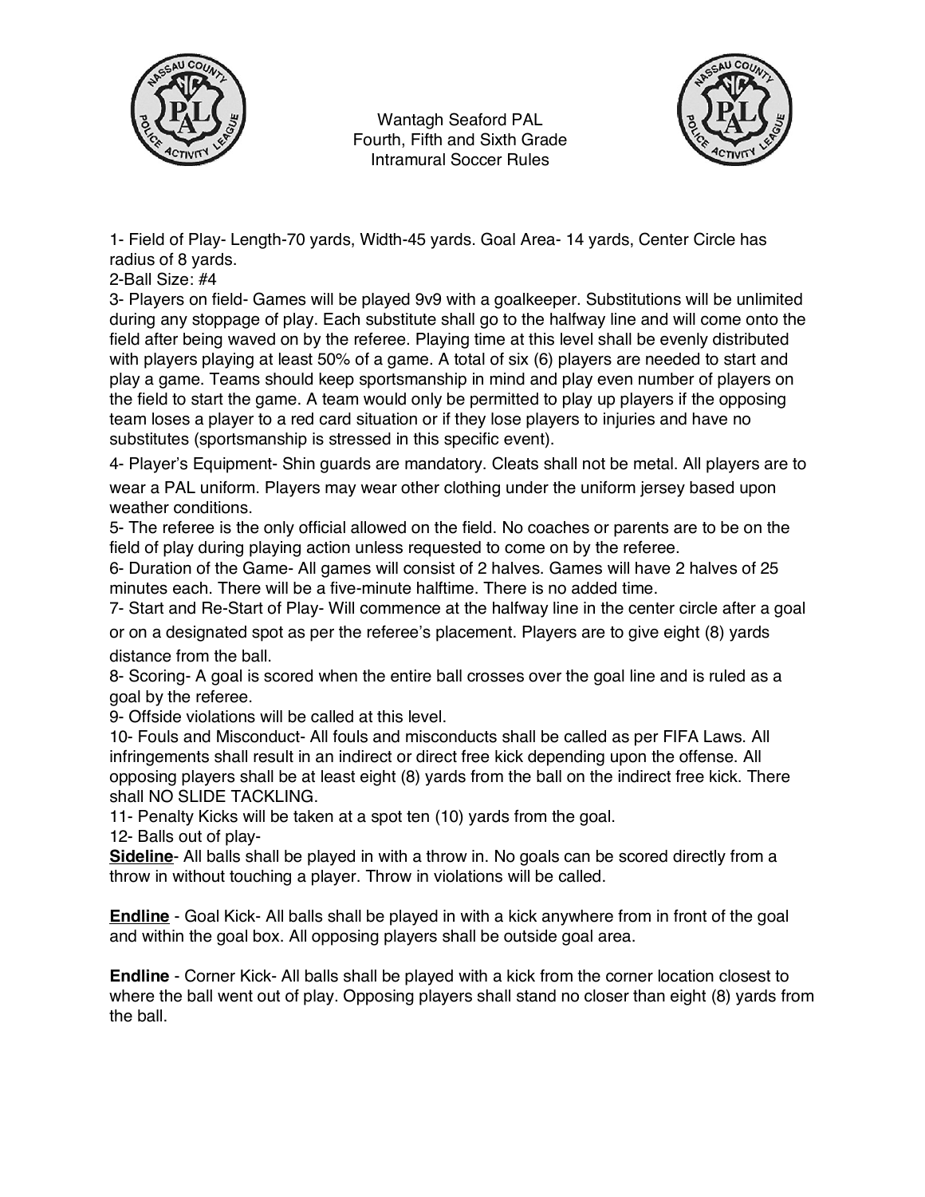# Wantagh Seaford PAL
## Fourth, Fifth and Sixth Grade
## Intramural Soccer Rules

1- Field of Play- Length-70 yards, Width-45 yards. Goal Area- 14 yards, Center Circle has radius of 8 yards.

2-Ball Size: #4

3- Players on field- Games will be played 9v9 with a goalkeeper. Substitutions will be unlimited during any stoppage of play. Each substitute shall go to the halfway line and will come onto the field after being waved on by the referee. Playing time at this level shall be evenly distributed with players playing at least 50% of a game. A total of six (6) players are needed to start and play a game. Teams should keep sportsmanship in mind and play even number of players on the field to start the game. A team would only be permitted to play up players if the opposing team loses a player to a red card situation or if they lose players to injuries and have no substitutes (sportsmanship is stressed in this specific event).

4- Player's Equipment- Shin guards are mandatory. Cleats shall not be metal. All players are to wear a PAL uniform. Players may wear other clothing under the uniform jersey based upon weather conditions.

5- The referee is the only official allowed on the field. No coaches or parents are to be on the field of play during playing action unless requested to come on by the referee.

6- Duration of the Game- All games will consist of 2 halves. Games will have 2 halves of 25 minutes each. There will be a five-minute halftime. There is no added time.

7- Start and Re-Start of Play- Will commence at the halfway line in the center circle after a goal or on a designated spot as per the referee's placement. Players are to give eight (8) yards distance from the ball.

8- Scoring- A goal is scored when the entire ball crosses over the goal line and is ruled as a goal by the referee.

9- Offside violations will be called at this level.

10- Fouls and Misconduct- All fouls and misconducts shall be called as per FIFA Laws. All infringements shall result in an indirect or direct free kick depending upon the offense. All opposing players shall be at least eight (8) yards from the ball on the indirect free kick. There shall NO SLIDE TACKLING.

11- Penalty Kicks will be taken at a spot ten (10) yards from the goal.

12- Balls out of play-

**Sideline**- All balls shall be played in with a throw in. No goals can be scored directly from a throw in without touching a player. Throw in violations will be called.

**Endline** - Goal Kick- All balls shall be played in with a kick anywhere from in front of the goal and within the goal box. All opposing players shall be outside goal area.

**Endline** - Corner Kick- All balls shall be played with a kick from the corner location closest to where the ball went out of play. Opposing players shall stand no closer than eight (8) yards from the ball.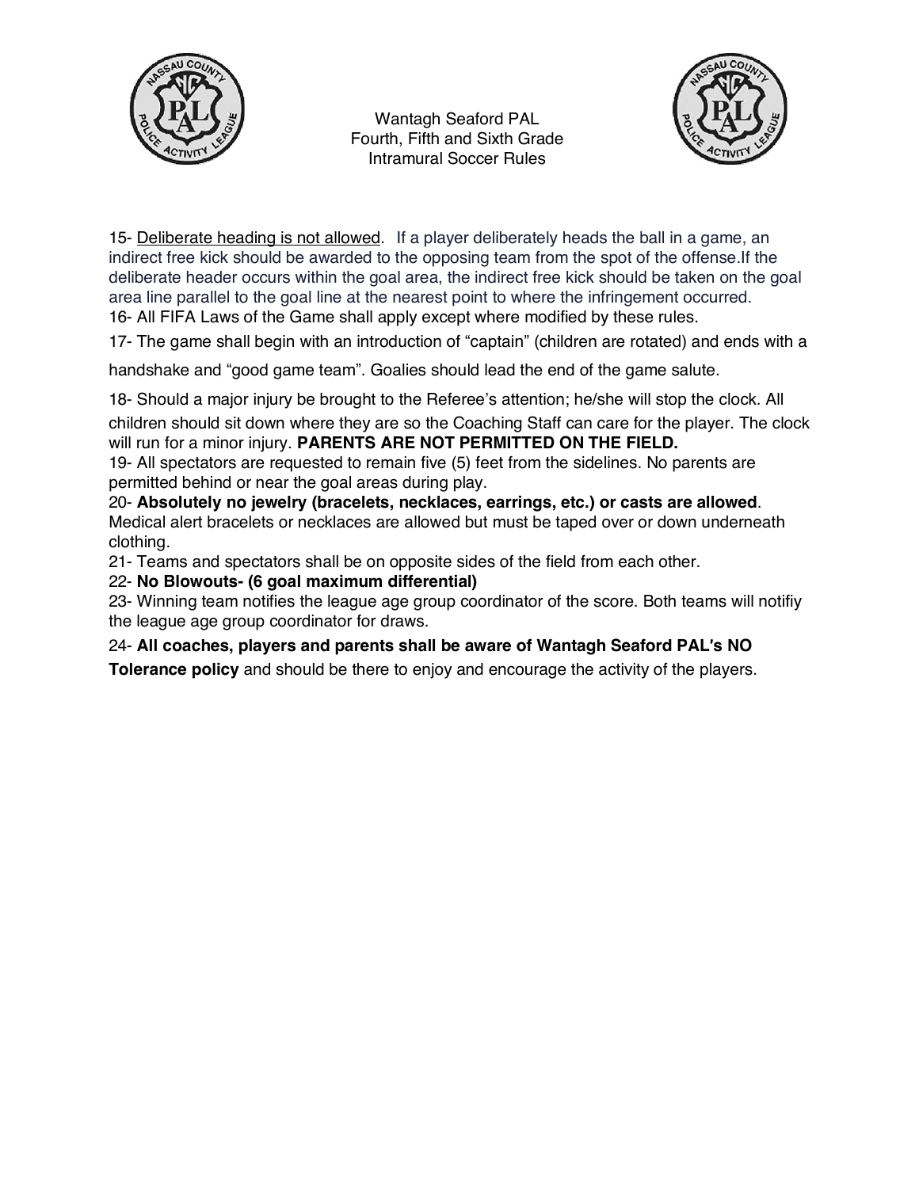Wantagh Seaford PAL
Fourth, Fifth and Sixth Grade
Intramural Soccer Rules

15- <u>Deliberate heading is not allowed</u>. If a player deliberately heads the ball in a game, an indirect free kick should be awarded to the opposing team from the spot of the offense.If the deliberate header occurs within the goal area, the indirect free kick should be taken on the goal area line parallel to the goal line at the nearest point to where the infringement occurred.

16- All FIFA Laws of the Game shall apply except where modified by these rules.

17- The game shall begin with an introduction of "captain" (children are rotated) and ends with a handshake and "good game team". Goalies should lead the end of the game salute.

18- Should a major injury be brought to the Referee's attention; he/she will stop the clock. All children should sit down where they are so the Coaching Staff can care for the player. The clock will run for a minor injury. **PARENTS ARE NOT PERMITTED ON THE FIELD.**

19- All spectators are requested to remain five (5) feet from the sidelines. No parents are permitted behind or near the goal areas during play.

20- **Absolutely no jewelry (bracelets, necklaces, earrings, etc.) or casts are allowed**. Medical alert bracelets or necklaces are allowed but must be taped over or down underneath clothing.

21- Teams and spectators shall be on opposite sides of the field from each other.

22- **No Blowouts- (6 goal maximum differential)**

23- Winning team notifies the league age group coordinator of the score. Both teams will notifiy the league age group coordinator for draws.

24- **All coaches, players and parents shall be aware of Wantagh Seaford PAL's NO Tolerance policy** and should be there to enjoy and encourage the activity of the players.